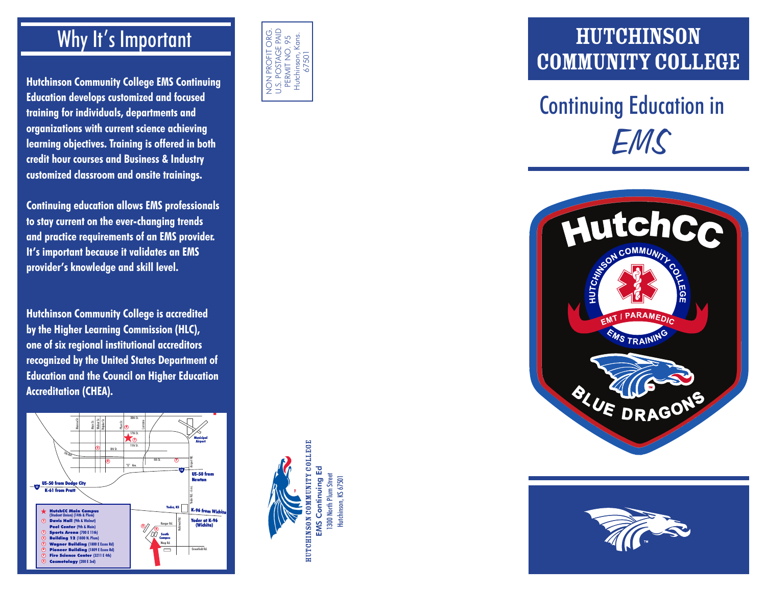# Why It's Important

**Hutchinson Community College EMS Continuing Education develops customized and focused training for individuals, departments and organizations with current science achieving learning objectives. Training is offered in both credit hour courses and Business & Industry customized classroom and onsite trainings.**

**Continuing education allows EMS professionals to stay current on the ever-changing trends and practice requirements of an EMS provider. It's important because it validates an EMS provider's knowledge and skill level.**

**Hutchinson Community College is accredited by the Higher Learning Commission (HLC), one of six regional institutional accreditors recognized by the United States Department of Education and the Council on Higher Education Accreditation (CHEA).**

- ★ **HutchCC Main Campus** (Student Union) (14th & Plum)
- ② **Davis Hall** (9th & Walnut)
- **Peel Center** (9th & Main)
- ③ **Sports Arena** (700 E 11th)
- ④ **Building 12** (1800 N. Plum)
- ⑤ **Wagner Building** (1800 E Essex Rd)
- ⑥ **Pioneer Building** (1809 E Essex Rd)
- ⑦ **Fire Science Center** (3211 E 4th)
- ⑧ **Cosmetology** (200 E 3rd)

NON PROFIT ORG.
U.S. POSTAGE PAID
PERMIT NO. 95
Hutchinson, Kans.
67501

**HUTCHINSON COMMUNITY COLLEGE**
**EMS Continuing Ed**
1300 North Plum Street
Hutchinson, KS 67501

# HUTCHINSON COMMUNITY COLLEGE

## Continuing Education in *EMS*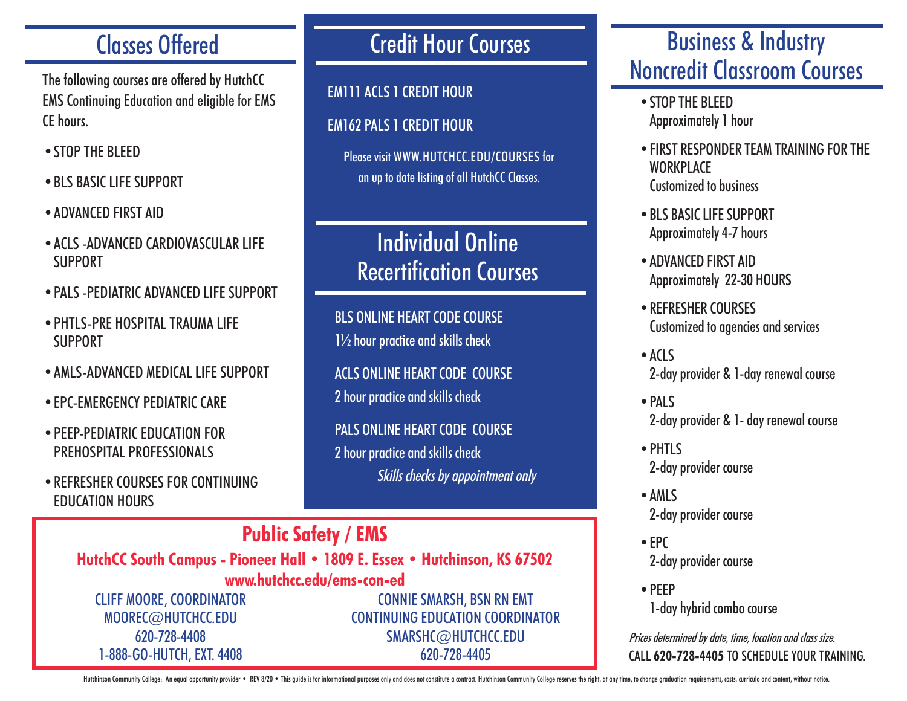## Classes Offered

The following courses are offered by HutchCC EMS Continuing Education and eligible for EMS CE hours.

- STOP THE BLEED
- BLS BASIC LIFE SUPPORT
- ADVANCED FIRST AID
- ACLS -ADVANCED CARDIOVASCULAR LIFE SUPPORT
- PALS -PEDIATRIC ADVANCED LIFE SUPPORT
- PHTLS-PRE HOSPITAL TRAUMA LIFE SUPPORT
- AMLS-ADVANCED MEDICAL LIFE SUPPORT
- EPC-EMERGENCY PEDIATRIC CARE
- PEEP-PEDIATRIC EDUCATION FOR PREHOSPITAL PROFESSIONALS
- REFRESHER COURSES FOR CONTINUING EDUCATION HOURS

## Credit Hour Courses

EM111 ACLS 1 CREDIT HOUR

EM162 PALS 1 CREDIT HOUR

Please visit WWW.HUTCHCC.EDU/COURSES for an up to date listing of all HutchCC Classes.

## Individual Online Recertification Courses

BLS ONLINE HEART CODE COURSE
1½ hour practice and skills check

ACLS ONLINE HEART CODE COURSE
2 hour practice and skills check

PALS ONLINE HEART CODE COURSE
2 hour practice and skills check

*Skills checks by appointment only*

## Business & Industry Noncredit Classroom Courses

- STOP THE BLEED
  Approximately 1 hour
- FIRST RESPONDER TEAM TRAINING FOR THE WORKPLACE
  Customized to business
- BLS BASIC LIFE SUPPORT
  Approximately 4-7 hours
- ADVANCED FIRST AID
  Approximately 22-30 HOURS
- REFRESHER COURSES
  Customized to agencies and services
- ACLS
  2-day provider & 1-day renewal course
- PALS
  2-day provider & 1- day renewal course
- PHTLS
  2-day provider course
- AMLS
  2-day provider course
- EPC
  2-day provider course
- PEEP
  1-day hybrid combo course

*Prices determined by date, time, location and class size.*

CALL **620-728-4405** TO SCHEDULE YOUR TRAINING.

## Public Safety / EMS

**HutchCC South Campus - Pioneer Hall • 1809 E. Essex • Hutchinson, KS 67502**

**www.hutchcc.edu/ems-con-ed**

CLIFF MOORE, COORDINATOR
MOOREC@HUTCHCC.EDU
620-728-4408
1-888-GO-HUTCH, EXT. 4408

CONNIE SMARSH, BSN RN EMT
CONTINUING EDUCATION COORDINATOR
SMARSHC@HUTCHCC.EDU
620-728-4405

Hutchinson Community College: An equal opportunity provider • REV 8/20 • This guide is for informational purposes only and does not constitute a contract. Hutchinson Community College reserves the right, at any time, to change graduation requirements, costs, curricula and content, without notice.